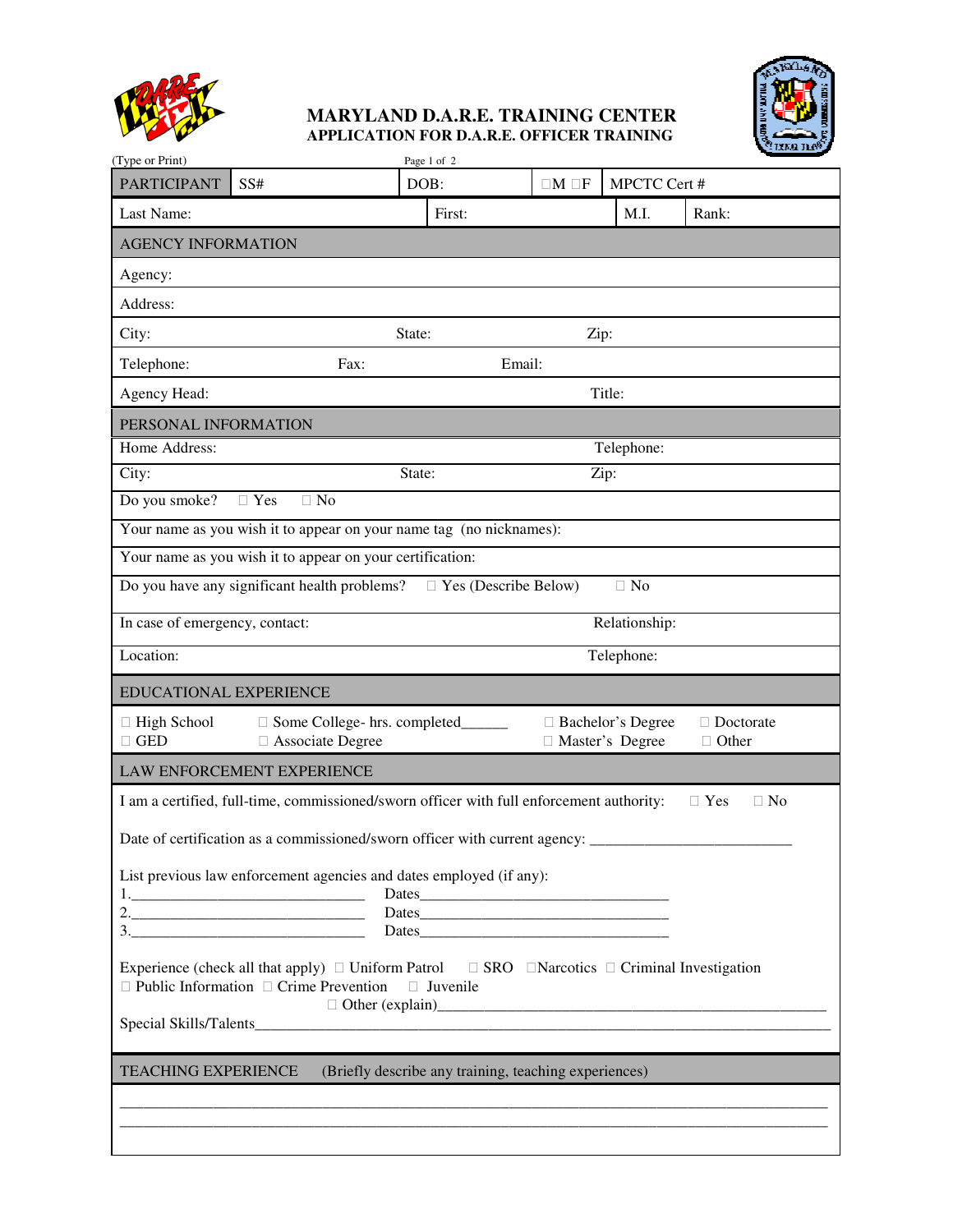# MARYLAND D.A.R.E. TRAINING CENTER

## APPLICATION FOR D.A.R.E. OFFICER TRAINING

(Type or Print)

| PARTICIPANT | SS# | DOB: | ☐M ☐F | MPCTC Cert # |
|---|---|---|---|---|
| Last Name: | | First: | M.I. | Rank: |

### AGENCY INFORMATION

Agency:

Address:

City: State: Zip:

Telephone: Fax: Email:

Agency Head: Title:

### PERSONAL INFORMATION

Home Address: Telephone:

City: State: Zip:

Do you smoke? ☐ Yes ☐ No

Your name as you wish it to appear on your name tag (no nicknames):

Your name as you wish it to appear on your certification:

Do you have any significant health problems? ☐ Yes (Describe Below) ☐ No

In case of emergency, contact: Relationship:

Location: Telephone:

### EDUCATIONAL EXPERIENCE

☐ High School ☐ Some College- hrs. completed______ ☐ Bachelor's Degree ☐ Doctorate
☐ GED ☐ Associate Degree ☐ Master's Degree ☐ Other

### LAW ENFORCEMENT EXPERIENCE

I am a certified, full-time, commissioned/sworn officer with full enforcement authority: ☐ Yes ☐ No

Date of certification as a commissioned/sworn officer with current agency: _________________________

List previous law enforcement agencies and dates employed (if any):

1.______________________________ Dates________________________________
2.______________________________ Dates________________________________
3.______________________________ Dates________________________________

Experience (check all that apply) ☐ Uniform Patrol ☐ SRO ☐ Narcotics ☐ Criminal Investigation
☐ Public Information ☐ Crime Prevention ☐ Juvenile
☐ Other (explain)__________________________________________________

Special Skills/Talents______________________________________________________________________

### TEACHING EXPERIENCE (Briefly describe any training, teaching experiences)

______________________________________________________________________________________
______________________________________________________________________________________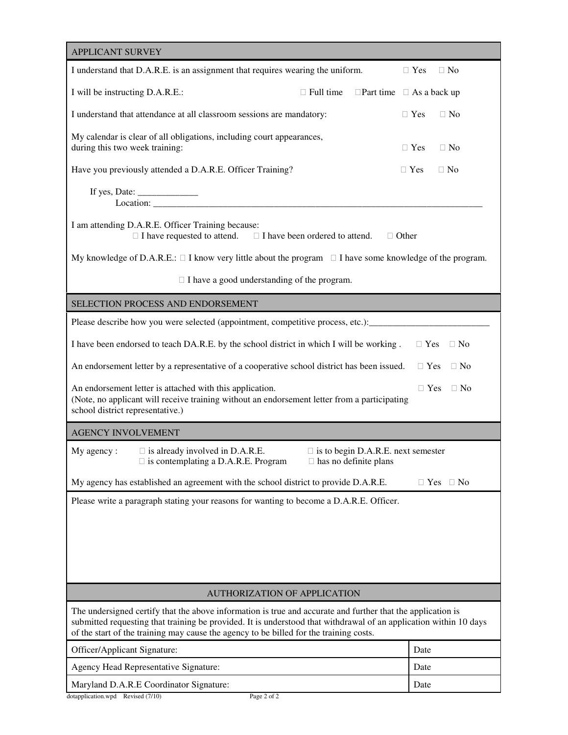## APPLICANT SURVEY

I understand that D.A.R.E. is an assignment that requires wearing the uniform. ☐ Yes ☐ No

I will be instructing D.A.R.E.: ☐ Full time ☐ Part time ☐ As a back up

I understand that attendance at all classroom sessions are mandatory: ☐ Yes ☐ No

My calendar is clear of all obligations, including court appearances, during this two week training: ☐ Yes ☐ No

Have you previously attended a D.A.R.E. Officer Training? ☐ Yes ☐ No

If yes, Date: _____________
Location: ___________________________________________________________________________

I am attending D.A.R.E. Officer Training because:
☐ I have requested to attend. ☐ I have been ordered to attend. ☐ Other

My knowledge of D.A.R.E.: ☐ I know very little about the program ☐ I have some knowledge of the program.

☐ I have a good understanding of the program.

## SELECTION PROCESS AND ENDORSEMENT

Please describe how you were selected (appointment, competitive process, etc.):__________________________

I have been endorsed to teach DA.R.E. by the school district in which I will be working . ☐ Yes ☐ No

An endorsement letter by a representative of a cooperative school district has been issued. ☐ Yes ☐ No

An endorsement letter is attached with this application. ☐ Yes ☐ No
(Note, no applicant will receive training without an endorsement letter from a participating school district representative.)

## AGENCY INVOLVEMENT

My agency : ☐ is already involved in D.A.R.E. ☐ is to begin D.A.R.E. next semester
☐ is contemplating a D.A.R.E. Program ☐ has no definite plans

My agency has established an agreement with the school district to provide D.A.R.E. ☐ Yes ☐ No

Please write a paragraph stating your reasons for wanting to become a D.A.R.E. Officer.

## AUTHORIZATION OF APPLICATION

The undersigned certify that the above information is true and accurate and further that the application is submitted requesting that training be provided. It is understood that withdrawal of an application within 10 days of the start of the training may cause the agency to be billed for the training costs.

| | |
|---|---|
| Officer/Applicant Signature: | Date |
| Agency Head Representative Signature: | Date |
| Maryland D.A.R.E Coordinator Signature: | Date |

dotapplication.wpd Revised (7/10)